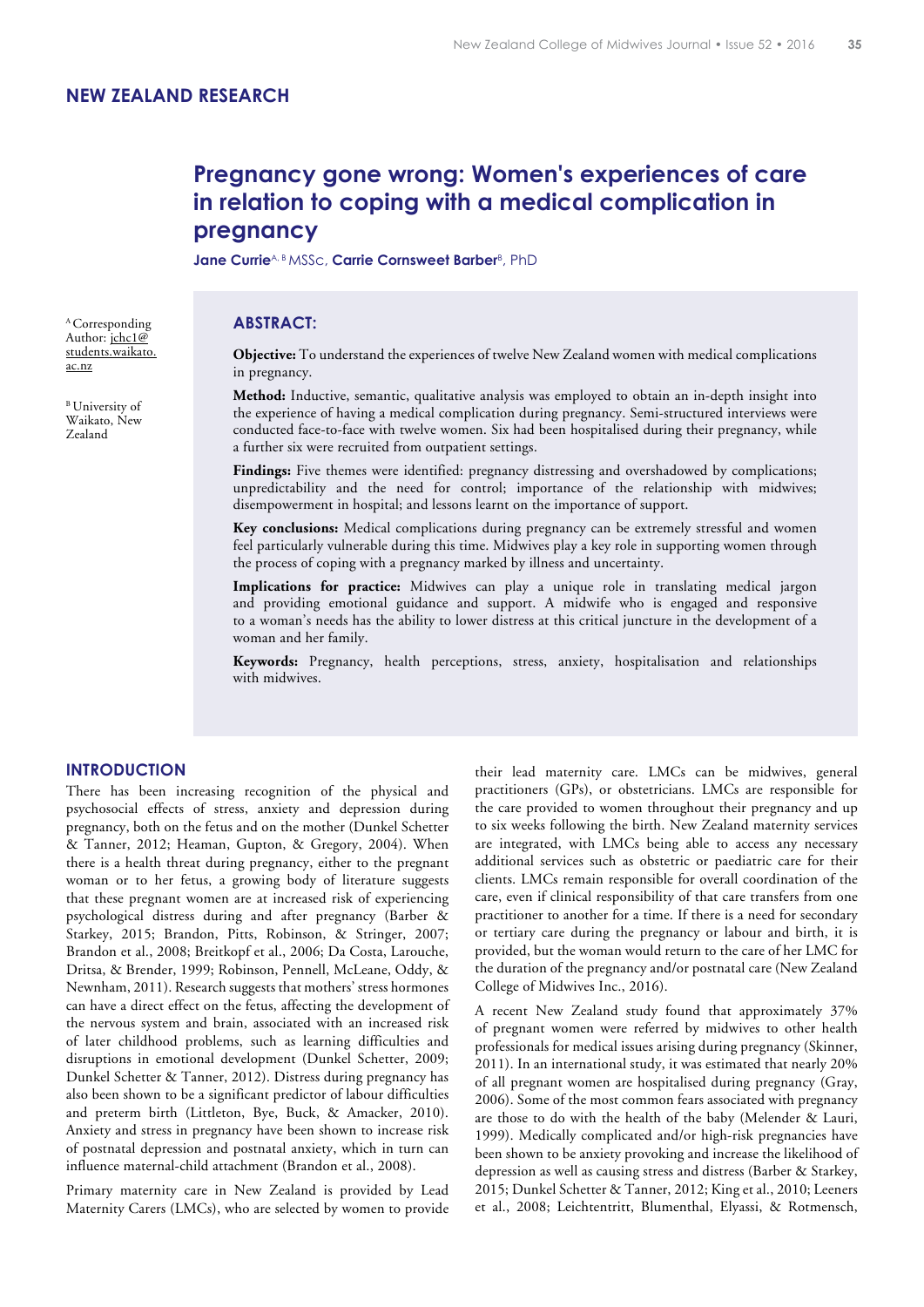## NEW ZEALAND RESEARCH

# Pregnancy gone wrong: Women's experiences of care in relation to coping with a medical complication in pregnancy

**Jane Currie**[A, B] MSSc, **Carrie Cornsweet Barber**[B], PhD

[A] Corresponding Author: jchc1@students.waikato.ac.nz

[B] University of Waikato, New Zealand

## ABSTRACT:

**Objective:** To understand the experiences of twelve New Zealand women with medical complications in pregnancy.

**Method:** Inductive, semantic, qualitative analysis was employed to obtain an in-depth insight into the experience of having a medical complication during pregnancy. Semi-structured interviews were conducted face-to-face with twelve women. Six had been hospitalised during their pregnancy, while a further six were recruited from outpatient settings.

**Findings:** Five themes were identified: pregnancy distressing and overshadowed by complications; unpredictability and the need for control; importance of the relationship with midwives; disempowerment in hospital; and lessons learnt on the importance of support.

**Key conclusions:** Medical complications during pregnancy can be extremely stressful and women feel particularly vulnerable during this time. Midwives play a key role in supporting women through the process of coping with a pregnancy marked by illness and uncertainty.

**Implications for practice:** Midwives can play a unique role in translating medical jargon and providing emotional guidance and support. A midwife who is engaged and responsive to a woman's needs has the ability to lower distress at this critical juncture in the development of a woman and her family.

**Keywords:** Pregnancy, health perceptions, stress, anxiety, hospitalisation and relationships with midwives.

## INTRODUCTION

There has been increasing recognition of the physical and psychosocial effects of stress, anxiety and depression during pregnancy, both on the fetus and on the mother (Dunkel Schetter & Tanner, 2012; Heaman, Gupton, & Gregory, 2004). When there is a health threat during pregnancy, either to the pregnant woman or to her fetus, a growing body of literature suggests that these pregnant women are at increased risk of experiencing psychological distress during and after pregnancy (Barber & Starkey, 2015; Brandon, Pitts, Robinson, & Stringer, 2007; Brandon et al., 2008; Breitkopf et al., 2006; Da Costa, Larouche, Dritsa, & Brender, 1999; Robinson, Pennell, McLeane, Oddy, & Newnham, 2011). Research suggests that mothers' stress hormones can have a direct effect on the fetus, affecting the development of the nervous system and brain, associated with an increased risk of later childhood problems, such as learning difficulties and disruptions in emotional development (Dunkel Schetter, 2009; Dunkel Schetter & Tanner, 2012). Distress during pregnancy has also been shown to be a significant predictor of labour difficulties and preterm birth (Littleton, Bye, Buck, & Amacker, 2010). Anxiety and stress in pregnancy have been shown to increase risk of postnatal depression and postnatal anxiety, which in turn can influence maternal-child attachment (Brandon et al., 2008).

Primary maternity care in New Zealand is provided by Lead Maternity Carers (LMCs), who are selected by women to provide their lead maternity care. LMCs can be midwives, general practitioners (GPs), or obstetricians. LMCs are responsible for the care provided to women throughout their pregnancy and up to six weeks following the birth. New Zealand maternity services are integrated, with LMCs being able to access any necessary additional services such as obstetric or paediatric care for their clients. LMCs remain responsible for overall coordination of the care, even if clinical responsibility of that care transfers from one practitioner to another for a time. If there is a need for secondary or tertiary care during the pregnancy or labour and birth, it is provided, but the woman would return to the care of her LMC for the duration of the pregnancy and/or postnatal care (New Zealand College of Midwives Inc., 2016).

A recent New Zealand study found that approximately 37% of pregnant women were referred by midwives to other health professionals for medical issues arising during pregnancy (Skinner, 2011). In an international study, it was estimated that nearly 20% of all pregnant women are hospitalised during pregnancy (Gray, 2006). Some of the most common fears associated with pregnancy are those to do with the health of the baby (Melender & Lauri, 1999). Medically complicated and/or high-risk pregnancies have been shown to be anxiety provoking and increase the likelihood of depression as well as causing stress and distress (Barber & Starkey, 2015; Dunkel Schetter & Tanner, 2012; King et al., 2010; Leeners et al., 2008; Leichtentritt, Blumenthal, Elyassi, & Rotmensch,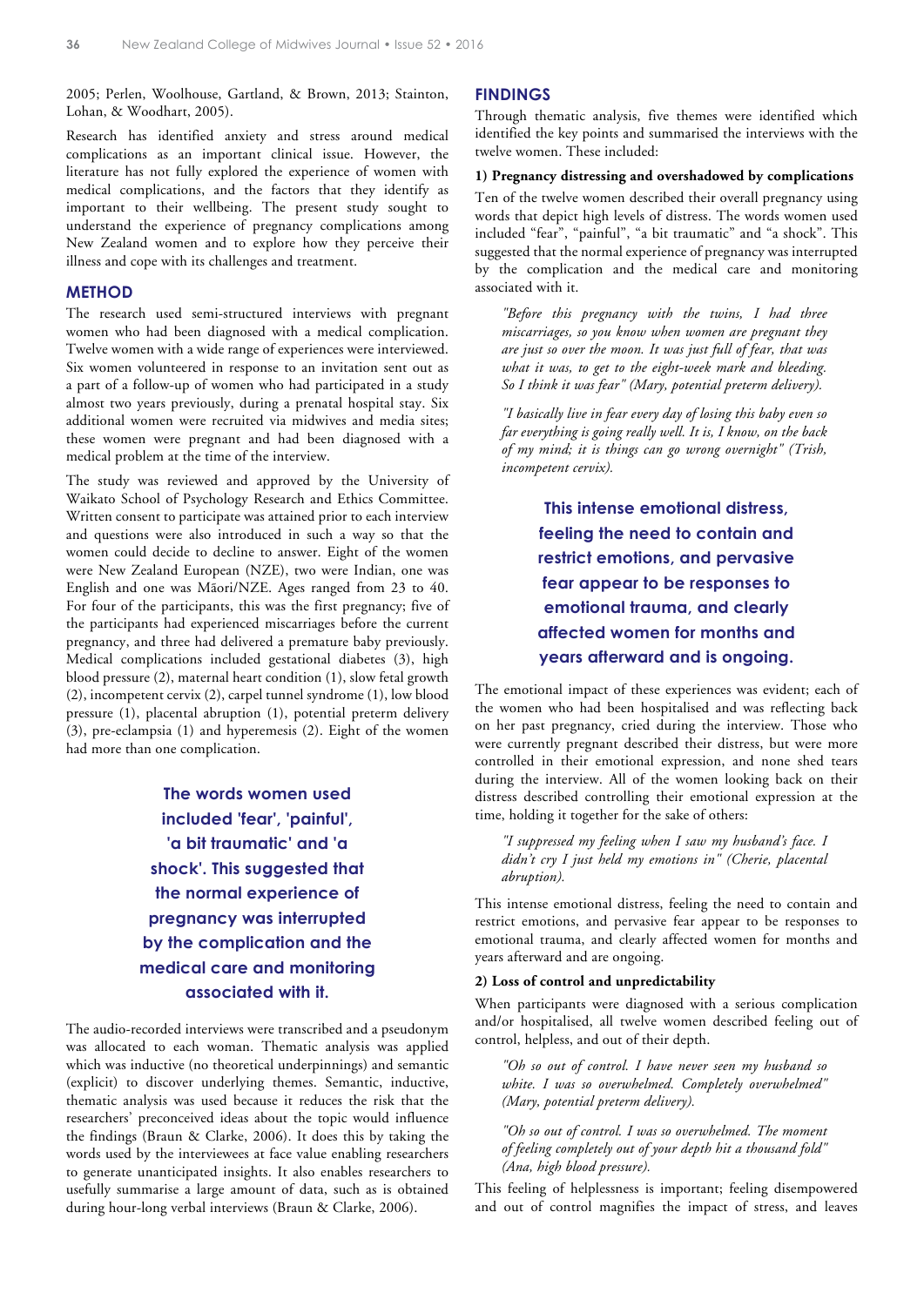2005; Perlen, Woolhouse, Gartland, & Brown, 2013; Stainton, Lohan, & Woodhart, 2005).

Research has identified anxiety and stress around medical complications as an important clinical issue. However, the literature has not fully explored the experience of women with medical complications, and the factors that they identify as important to their wellbeing. The present study sought to understand the experience of pregnancy complications among New Zealand women and to explore how they perceive their illness and cope with its challenges and treatment.

## METHOD

The research used semi-structured interviews with pregnant women who had been diagnosed with a medical complication. Twelve women with a wide range of experiences were interviewed. Six women volunteered in response to an invitation sent out as a part of a follow-up of women who had participated in a study almost two years previously, during a prenatal hospital stay. Six additional women were recruited via midwives and media sites; these women were pregnant and had been diagnosed with a medical problem at the time of the interview.

The study was reviewed and approved by the University of Waikato School of Psychology Research and Ethics Committee. Written consent to participate was attained prior to each interview and questions were also introduced in such a way so that the women could decide to decline to answer. Eight of the women were New Zealand European (NZE), two were Indian, one was English and one was Māori/NZE. Ages ranged from 23 to 40. For four of the participants, this was the first pregnancy; five of the participants had experienced miscarriages before the current pregnancy, and three had delivered a premature baby previously. Medical complications included gestational diabetes (3), high blood pressure (2), maternal heart condition (1), slow fetal growth (2), incompetent cervix (2), carpel tunnel syndrome (1), low blood pressure (1), placental abruption (1), potential preterm delivery (3), pre-eclampsia (1) and hyperemesis (2). Eight of the women had more than one complication.

**The words women used included 'fear', 'painful', 'a bit traumatic' and 'a shock'. This suggested that the normal experience of pregnancy was interrupted by the complication and the medical care and monitoring associated with it.**

The audio-recorded interviews were transcribed and a pseudonym was allocated to each woman. Thematic analysis was applied which was inductive (no theoretical underpinnings) and semantic (explicit) to discover underlying themes. Semantic, inductive, thematic analysis was used because it reduces the risk that the researchers' preconceived ideas about the topic would influence the findings (Braun & Clarke, 2006). It does this by taking the words used by the interviewees at face value enabling researchers to generate unanticipated insights. It also enables researchers to usefully summarise a large amount of data, such as is obtained during hour-long verbal interviews (Braun & Clarke, 2006).

## FINDINGS

Through thematic analysis, five themes were identified which identified the key points and summarised the interviews with the twelve women. These included:

### 1) Pregnancy distressing and overshadowed by complications

Ten of the twelve women described their overall pregnancy using words that depict high levels of distress. The words women used included "fear", "painful", "a bit traumatic" and "a shock". This suggested that the normal experience of pregnancy was interrupted by the complication and the medical care and monitoring associated with it.

> *"Before this pregnancy with the twins, I had three miscarriages, so you know when women are pregnant they are just so over the moon. It was just full of fear, that was what it was, to get to the eight-week mark and bleeding. So I think it was fear" (Mary, potential preterm delivery).*

> *"I basically live in fear every day of losing this baby even so far everything is going really well. It is, I know, on the back of my mind; it is things can go wrong overnight" (Trish, incompetent cervix).*

**This intense emotional distress, feeling the need to contain and restrict emotions, and pervasive fear appear to be responses to emotional trauma, and clearly affected women for months and years afterward and is ongoing.**

The emotional impact of these experiences was evident; each of the women who had been hospitalised and was reflecting back on her past pregnancy, cried during the interview. Those who were currently pregnant described their distress, but were more controlled in their emotional expression, and none shed tears during the interview. All of the women looking back on their distress described controlling their emotional expression at the time, holding it together for the sake of others:

> *"I suppressed my feeling when I saw my husband's face. I didn't cry I just held my emotions in" (Cherie, placental abruption).*

This intense emotional distress, feeling the need to contain and restrict emotions, and pervasive fear appear to be responses to emotional trauma, and clearly affected women for months and years afterward and are ongoing.

### 2) Loss of control and unpredictability

When participants were diagnosed with a serious complication and/or hospitalised, all twelve women described feeling out of control, helpless, and out of their depth.

> *"Oh so out of control. I have never seen my husband so white. I was so overwhelmed. Completely overwhelmed" (Mary, potential preterm delivery).*

> *"Oh so out of control. I was so overwhelmed. The moment of feeling completely out of your depth hit a thousand fold" (Ana, high blood pressure).*

This feeling of helplessness is important; feeling disempowered and out of control magnifies the impact of stress, and leaves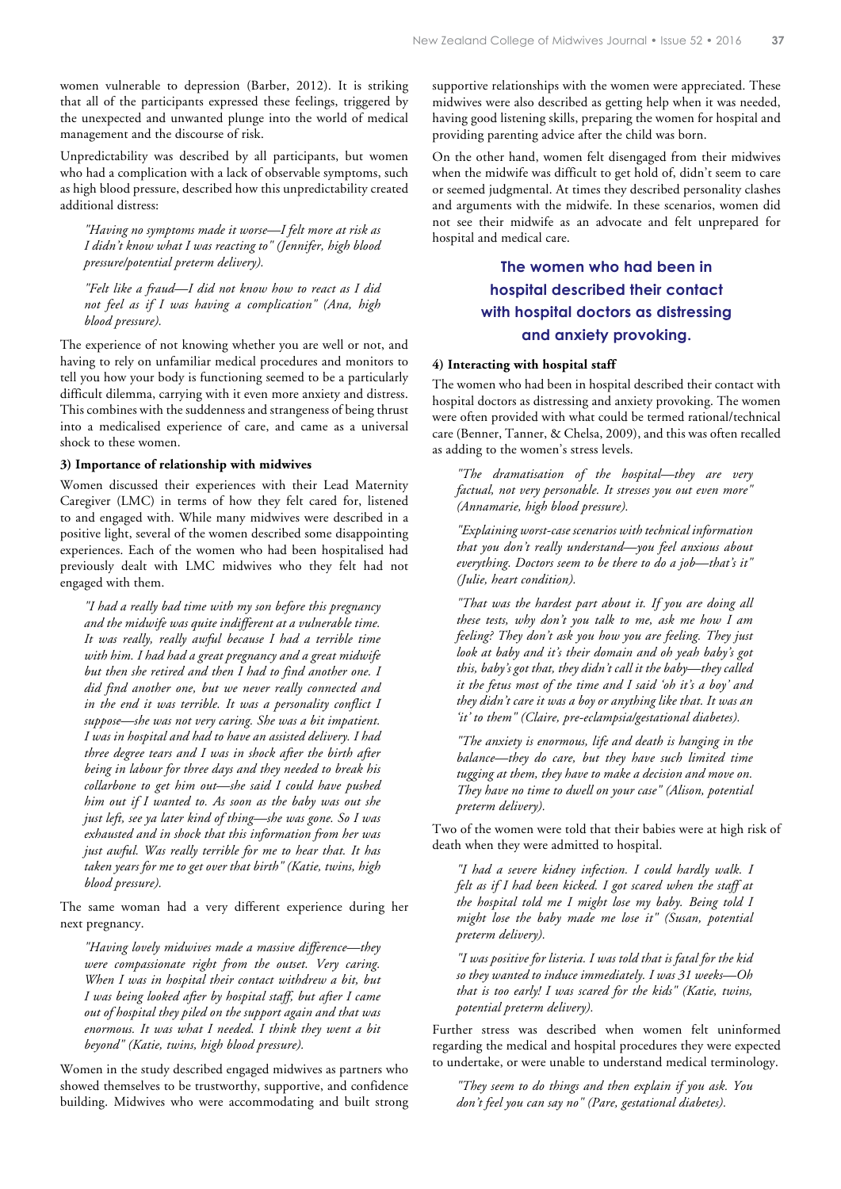women vulnerable to depression (Barber, 2012). It is striking that all of the participants expressed these feelings, triggered by the unexpected and unwanted plunge into the world of medical management and the discourse of risk.

Unpredictability was described by all participants, but women who had a complication with a lack of observable symptoms, such as high blood pressure, described how this unpredictability created additional distress:

> *"Having no symptoms made it worse—I felt more at risk as I didn't know what I was reacting to" (Jennifer, high blood pressure/potential preterm delivery).*

> *"Felt like a fraud—I did not know how to react as I did not feel as if I was having a complication" (Ana, high blood pressure).*

The experience of not knowing whether you are well or not, and having to rely on unfamiliar medical procedures and monitors to tell you how your body is functioning seemed to be a particularly difficult dilemma, carrying with it even more anxiety and distress. This combines with the suddenness and strangeness of being thrust into a medicalised experience of care, and came as a universal shock to these women.

#### 3) Importance of relationship with midwives

Women discussed their experiences with their Lead Maternity Caregiver (LMC) in terms of how they felt cared for, listened to and engaged with. While many midwives were described in a positive light, several of the women described some disappointing experiences. Each of the women who had been hospitalised had previously dealt with LMC midwives who they felt had not engaged with them.

> *"I had a really bad time with my son before this pregnancy and the midwife was quite indifferent at a vulnerable time. It was really, really awful because I had a terrible time with him. I had had a great pregnancy and a great midwife but then she retired and then I had to find another one. I did find another one, but we never really connected and in the end it was terrible. It was a personality conflict I suppose—she was not very caring. She was a bit impatient. I was in hospital and had to have an assisted delivery. I had three degree tears and I was in shock after the birth after being in labour for three days and they needed to break his collarbone to get him out—she said I could have pushed him out if I wanted to. As soon as the baby was out she just left, see ya later kind of thing—she was gone. So I was exhausted and in shock that this information from her was just awful. Was really terrible for me to hear that. It has taken years for me to get over that birth" (Katie, twins, high blood pressure).*

The same woman had a very different experience during her next pregnancy.

> *"Having lovely midwives made a massive difference—they were compassionate right from the outset. Very caring. When I was in hospital their contact withdrew a bit, but I was being looked after by hospital staff, but after I came out of hospital they piled on the support again and that was enormous. It was what I needed. I think they went a bit beyond" (Katie, twins, high blood pressure).*

Women in the study described engaged midwives as partners who showed themselves to be trustworthy, supportive, and confidence building. Midwives who were accommodating and built strong supportive relationships with the women were appreciated. These midwives were also described as getting help when it was needed, having good listening skills, preparing the women for hospital and providing parenting advice after the child was born.

On the other hand, women felt disengaged from their midwives when the midwife was difficult to get hold of, didn't seem to care or seemed judgmental. At times they described personality clashes and arguments with the midwife. In these scenarios, women did not see their midwife as an advocate and felt unprepared for hospital and medical care.

**The women who had been in hospital described their contact with hospital doctors as distressing and anxiety provoking.**

#### 4) Interacting with hospital staff

The women who had been in hospital described their contact with hospital doctors as distressing and anxiety provoking. The women were often provided with what could be termed rational/technical care (Benner, Tanner, & Chelsa, 2009), and this was often recalled as adding to the women's stress levels.

> *"The dramatisation of the hospital—they are very factual, not very personable. It stresses you out even more" (Annamarie, high blood pressure).*

> *"Explaining worst-case scenarios with technical information that you don't really understand—you feel anxious about everything. Doctors seem to be there to do a job—that's it" (Julie, heart condition).*

> *"That was the hardest part about it. If you are doing all these tests, why don't you talk to me, ask me how I am feeling? They don't ask you how you are feeling. They just look at baby and it's their domain and oh yeah baby's got this, baby's got that, they didn't call it the baby—they called it the fetus most of the time and I said 'oh it's a boy' and they didn't care it was a boy or anything like that. It was an 'it' to them" (Claire, pre-eclampsia/gestational diabetes).*

> *"The anxiety is enormous, life and death is hanging in the balance—they do care, but they have such limited time tugging at them, they have to make a decision and move on. They have no time to dwell on your case" (Alison, potential preterm delivery).*

Two of the women were told that their babies were at high risk of death when they were admitted to hospital.

> *"I had a severe kidney infection. I could hardly walk. I felt as if I had been kicked. I got scared when the staff at the hospital told me I might lose my baby. Being told I might lose the baby made me lose it" (Susan, potential preterm delivery).*

> *"I was positive for listeria. I was told that is fatal for the kid so they wanted to induce immediately. I was 31 weeks—Oh that is too early! I was scared for the kids" (Katie, twins, potential preterm delivery).*

Further stress was described when women felt uninformed regarding the medical and hospital procedures they were expected to undertake, or were unable to understand medical terminology.

> *"They seem to do things and then explain if you ask. You don't feel you can say no" (Pare, gestational diabetes).*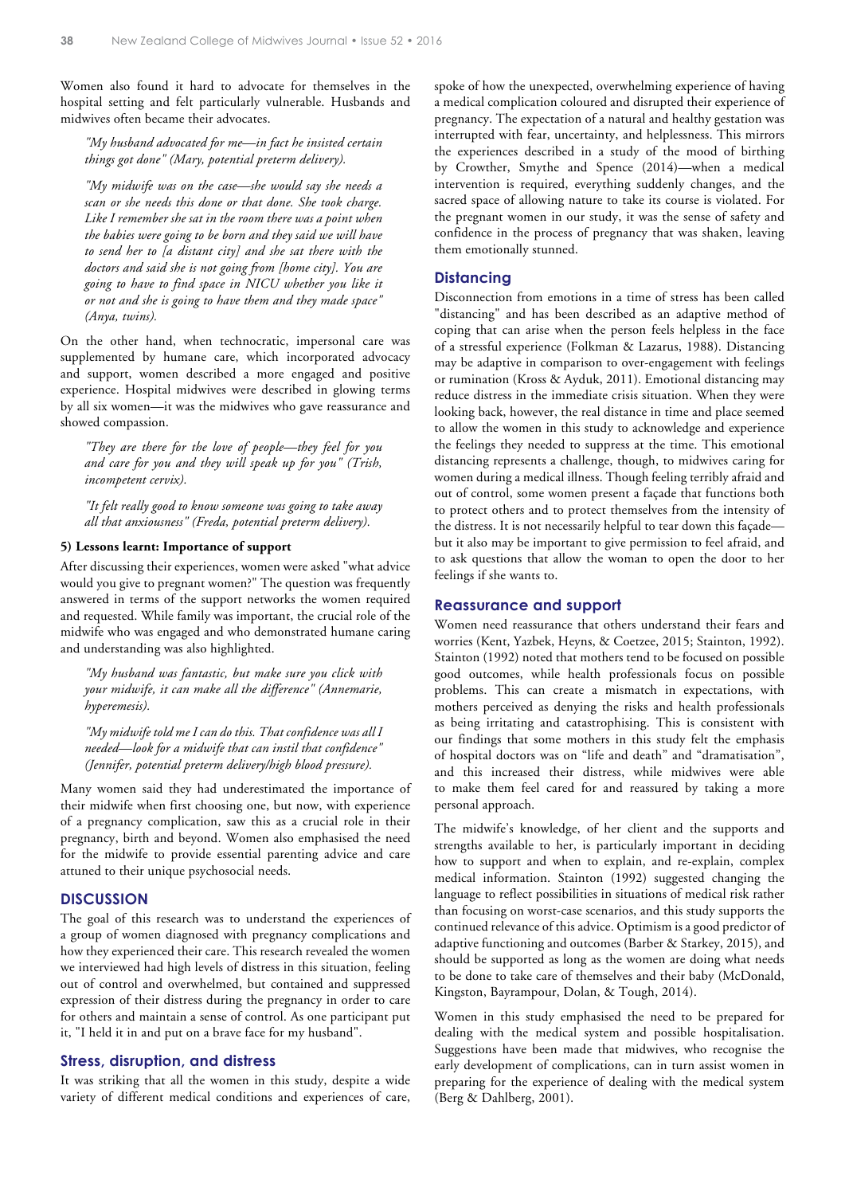Women also found it hard to advocate for themselves in the hospital setting and felt particularly vulnerable. Husbands and midwives often became their advocates.

> *"My husband advocated for me—in fact he insisted certain things got done" (Mary, potential preterm delivery).*

> *"My midwife was on the case—she would say she needs a scan or she needs this done or that done. She took charge. Like I remember she sat in the room there was a point when the babies were going to be born and they said we will have to send her to [a distant city] and she sat there with the doctors and said she is not going from [home city]. You are going to have to find space in NICU whether you like it or not and she is going to have them and they made space" (Anya, twins).*

On the other hand, when technocratic, impersonal care was supplemented by humane care, which incorporated advocacy and support, women described a more engaged and positive experience. Hospital midwives were described in glowing terms by all six women—it was the midwives who gave reassurance and showed compassion.

> *"They are there for the love of people—they feel for you and care for you and they will speak up for you" (Trish, incompetent cervix).*

> *"It felt really good to know someone was going to take away all that anxiousness" (Freda, potential preterm delivery).*

#### 5) Lessons learnt: Importance of support

After discussing their experiences, women were asked "what advice would you give to pregnant women?" The question was frequently answered in terms of the support networks the women required and requested. While family was important, the crucial role of the midwife who was engaged and who demonstrated humane caring and understanding was also highlighted.

> *"My husband was fantastic, but make sure you click with your midwife, it can make all the difference" (Annemarie, hyperemesis).*

> *"My midwife told me I can do this. That confidence was all I needed—look for a midwife that can instil that confidence" (Jennifer, potential preterm delivery/high blood pressure).*

Many women said they had underestimated the importance of their midwife when first choosing one, but now, with experience of a pregnancy complication, saw this as a crucial role in their pregnancy, birth and beyond. Women also emphasised the need for the midwife to provide essential parenting advice and care attuned to their unique psychosocial needs.

## DISCUSSION

The goal of this research was to understand the experiences of a group of women diagnosed with pregnancy complications and how they experienced their care. This research revealed the women we interviewed had high levels of distress in this situation, feeling out of control and overwhelmed, but contained and suppressed expression of their distress during the pregnancy in order to care for others and maintain a sense of control. As one participant put it, "I held it in and put on a brave face for my husband".

### Stress, disruption, and distress

It was striking that all the women in this study, despite a wide variety of different medical conditions and experiences of care, spoke of how the unexpected, overwhelming experience of having a medical complication coloured and disrupted their experience of pregnancy. The expectation of a natural and healthy gestation was interrupted with fear, uncertainty, and helplessness. This mirrors the experiences described in a study of the mood of birthing by Crowther, Smythe and Spence (2014)—when a medical intervention is required, everything suddenly changes, and the sacred space of allowing nature to take its course is violated. For the pregnant women in our study, it was the sense of safety and confidence in the process of pregnancy that was shaken, leaving them emotionally stunned.

### Distancing

Disconnection from emotions in a time of stress has been called "distancing" and has been described as an adaptive method of coping that can arise when the person feels helpless in the face of a stressful experience (Folkman & Lazarus, 1988). Distancing may be adaptive in comparison to over-engagement with feelings or rumination (Kross & Ayduk, 2011). Emotional distancing may reduce distress in the immediate crisis situation. When they were looking back, however, the real distance in time and place seemed to allow the women in this study to acknowledge and experience the feelings they needed to suppress at the time. This emotional distancing represents a challenge, though, to midwives caring for women during a medical illness. Though feeling terribly afraid and out of control, some women present a façade that functions both to protect others and to protect themselves from the intensity of the distress. It is not necessarily helpful to tear down this façade—but it also may be important to give permission to feel afraid, and to ask questions that allow the woman to open the door to her feelings if she wants to.

### Reassurance and support

Women need reassurance that others understand their fears and worries (Kent, Yazbek, Heyns, & Coetzee, 2015; Stainton, 1992). Stainton (1992) noted that mothers tend to be focused on possible good outcomes, while health professionals focus on possible problems. This can create a mismatch in expectations, with mothers perceived as denying the risks and health professionals as being irritating and catastrophising. This is consistent with our findings that some mothers in this study felt the emphasis of hospital doctors was on "life and death" and "dramatisation", and this increased their distress, while midwives were able to make them feel cared for and reassured by taking a more personal approach.

The midwife's knowledge, of her client and the supports and strengths available to her, is particularly important in deciding how to support and when to explain, and re-explain, complex medical information. Stainton (1992) suggested changing the language to reflect possibilities in situations of medical risk rather than focusing on worst-case scenarios, and this study supports the continued relevance of this advice. Optimism is a good predictor of adaptive functioning and outcomes (Barber & Starkey, 2015), and should be supported as long as the women are doing what needs to be done to take care of themselves and their baby (McDonald, Kingston, Bayrampour, Dolan, & Tough, 2014).

Women in this study emphasised the need to be prepared for dealing with the medical system and possible hospitalisation. Suggestions have been made that midwives, who recognise the early development of complications, can in turn assist women in preparing for the experience of dealing with the medical system (Berg & Dahlberg, 2001).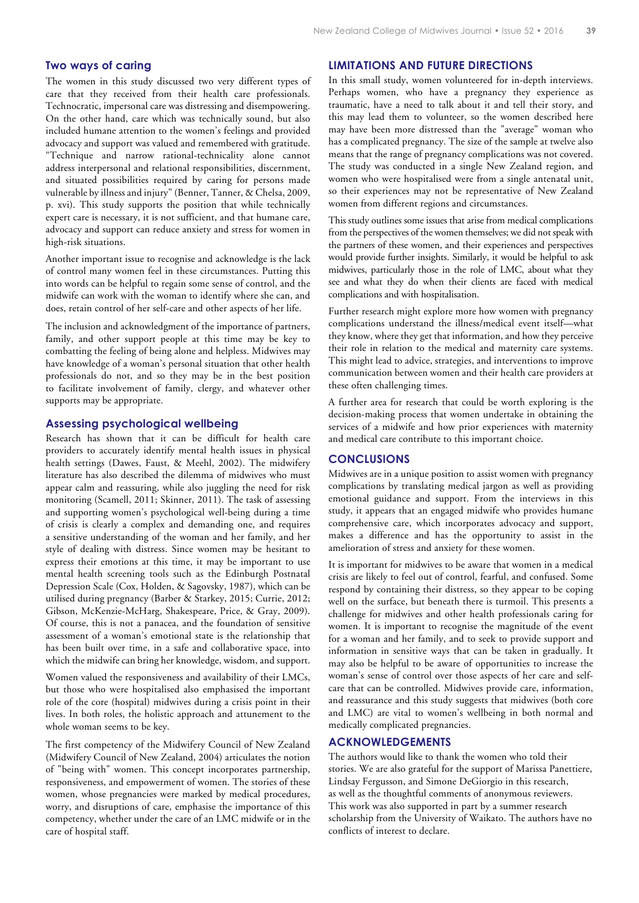### Two ways of caring

The women in this study discussed two very different types of care that they received from their health care professionals. Technocratic, impersonal care was distressing and disempowering. On the other hand, care which was technically sound, but also included humane attention to the women's feelings and provided advocacy and support was valued and remembered with gratitude. "Technique and narrow rational-technicality alone cannot address interpersonal and relational responsibilities, discernment, and situated possibilities required by caring for persons made vulnerable by illness and injury" (Benner, Tanner, & Chelsa, 2009, p. xvi). This study supports the position that while technically expert care is necessary, it is not sufficient, and that humane care, advocacy and support can reduce anxiety and stress for women in high-risk situations.

Another important issue to recognise and acknowledge is the lack of control many women feel in these circumstances. Putting this into words can be helpful to regain some sense of control, and the midwife can work with the woman to identify where she can, and does, retain control of her self-care and other aspects of her life.

The inclusion and acknowledgment of the importance of partners, family, and other support people at this time may be key to combatting the feeling of being alone and helpless. Midwives may have knowledge of a woman's personal situation that other health professionals do not, and so they may be in the best position to facilitate involvement of family, clergy, and whatever other supports may be appropriate.

### Assessing psychological wellbeing

Research has shown that it can be difficult for health care providers to accurately identify mental health issues in physical health settings (Dawes, Faust, & Meehl, 2002). The midwifery literature has also described the dilemma of midwives who must appear calm and reassuring, while also juggling the need for risk monitoring (Scamell, 2011; Skinner, 2011). The task of assessing and supporting women's psychological well-being during a time of crisis is clearly a complex and demanding one, and requires a sensitive understanding of the woman and her family, and her style of dealing with distress. Since women may be hesitant to express their emotions at this time, it may be important to use mental health screening tools such as the Edinburgh Postnatal Depression Scale (Cox, Holden, & Sagovsky, 1987), which can be utilised during pregnancy (Barber & Starkey, 2015; Currie, 2012; Gibson, McKenzie-McHarg, Shakespeare, Price, & Gray, 2009). Of course, this is not a panacea, and the foundation of sensitive assessment of a woman's emotional state is the relationship that has been built over time, in a safe and collaborative space, into which the midwife can bring her knowledge, wisdom, and support.

Women valued the responsiveness and availability of their LMCs, but those who were hospitalised also emphasised the important role of the core (hospital) midwives during a crisis point in their lives. In both roles, the holistic approach and attunement to the whole woman seems to be key.

The first competency of the Midwifery Council of New Zealand (Midwifery Council of New Zealand, 2004) articulates the notion of "being with" women. This concept incorporates partnership, responsiveness, and empowerment of women. The stories of these women, whose pregnancies were marked by medical procedures, worry, and disruptions of care, emphasise the importance of this competency, whether under the care of an LMC midwife or in the care of hospital staff.

## LIMITATIONS AND FUTURE DIRECTIONS

In this small study, women volunteered for in-depth interviews. Perhaps women, who have a pregnancy they experience as traumatic, have a need to talk about it and tell their story, and this may lead them to volunteer, so the women described here may have been more distressed than the "average" woman who has a complicated pregnancy. The size of the sample at twelve also means that the range of pregnancy complications was not covered. The study was conducted in a single New Zealand region, and women who were hospitalised were from a single antenatal unit, so their experiences may not be representative of New Zealand women from different regions and circumstances.

This study outlines some issues that arise from medical complications from the perspectives of the women themselves; we did not speak with the partners of these women, and their experiences and perspectives would provide further insights. Similarly, it would be helpful to ask midwives, particularly those in the role of LMC, about what they see and what they do when their clients are faced with medical complications and with hospitalisation.

Further research might explore more how women with pregnancy complications understand the illness/medical event itself—what they know, where they get that information, and how they perceive their role in relation to the medical and maternity care systems. This might lead to advice, strategies, and interventions to improve communication between women and their health care providers at these often challenging times.

A further area for research that could be worth exploring is the decision-making process that women undertake in obtaining the services of a midwife and how prior experiences with maternity and medical care contribute to this important choice.

## CONCLUSIONS

Midwives are in a unique position to assist women with pregnancy complications by translating medical jargon as well as providing emotional guidance and support. From the interviews in this study, it appears that an engaged midwife who provides humane comprehensive care, which incorporates advocacy and support, makes a difference and has the opportunity to assist in the amelioration of stress and anxiety for these women.

It is important for midwives to be aware that women in a medical crisis are likely to feel out of control, fearful, and confused. Some respond by containing their distress, so they appear to be coping well on the surface, but beneath there is turmoil. This presents a challenge for midwives and other health professionals caring for women. It is important to recognise the magnitude of the event for a woman and her family, and to seek to provide support and information in sensitive ways that can be taken in gradually. It may also be helpful to be aware of opportunities to increase the woman's sense of control over those aspects of her care and self-care that can be controlled. Midwives provide care, information, and reassurance and this study suggests that midwives (both core and LMC) are vital to women's wellbeing in both normal and medically complicated pregnancies.

## ACKNOWLEDGEMENTS

The authors would like to thank the women who told their stories. We are also grateful for the support of Marissa Panettiere, Lindsay Fergusson, and Simone DeGiorgio in this research, as well as the thoughtful comments of anonymous reviewers. This work was also supported in part by a summer research scholarship from the University of Waikato. The authors have no conflicts of interest to declare.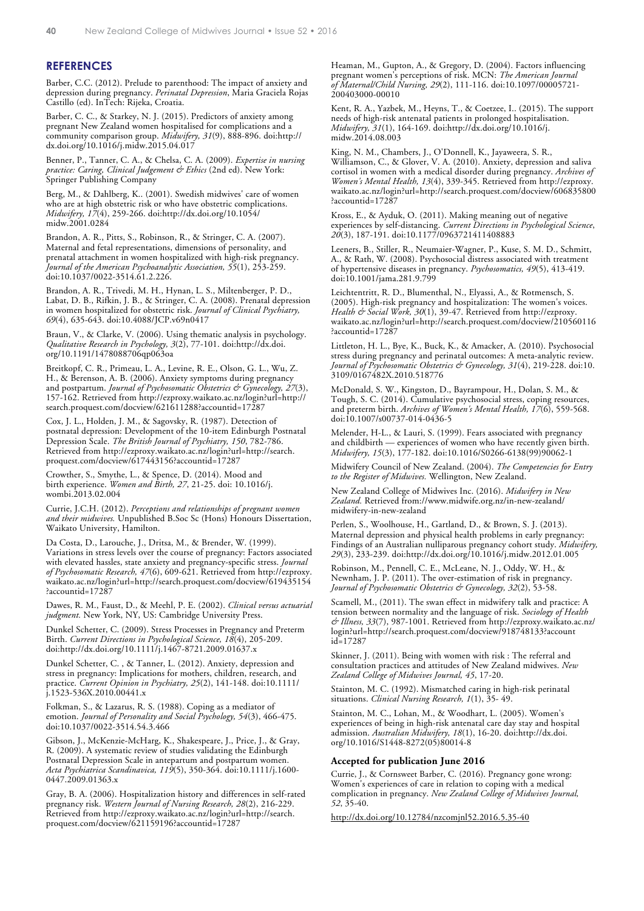## REFERENCES

Barber, C.C. (2012). Prelude to parenthood: The impact of anxiety and depression during pregnancy. *Perinatal Depression*, Maria Graciela Rojas Castillo (ed). InTech: Rijeka, Croatia.

Barber, C. C., & Starkey, N. J. (2015). Predictors of anxiety among pregnant New Zealand women hospitalised for complications and a community comparison group. *Midwifery, 31*(9), 888-896. doi:http://dx.doi.org/10.1016/j.midw.2015.04.017

Benner, P., Tanner, C. A., & Chelsa, C. A. (2009). *Expertise in nursing practice: Caring, Clinical Judgement & Ethics* (2nd ed). New York: Springer Publishing Company

Berg, M., & Dahlberg, K.. (2001). Swedish midwives' care of women who are at high obstetric risk or who have obstetric complications. *Midwifery, 17*(4), 259-266. doi:http://dx.doi.org/10.1054/midw.2001.0284

Brandon, A. R., Pitts, S., Robinson, R., & Stringer, C. A. (2007). Maternal and fetal representations, dimensions of personality, and prenatal attachment in women hospitalized with high-risk pregnancy. *Journal of the American Psychoanalytic Association, 55*(1), 253-259. doi:10.1037/0022-3514.61.2.226.

Brandon, A. R., Trivedi, M. H., Hynan, L. S., Miltenberger, P. D., Labat, D. B., Rifkin, J. B., & Stringer, C. A. (2008). Prenatal depression in women hospitalized for obstetric risk. *Journal of Clinical Psychiatry, 69*(4), 635-643. doi:10.4088/JCP.v69n0417

Braun, V., & Clarke, V. (2006). Using thematic analysis in psychology. *Qualitative Research in Psychology, 3*(2), 77-101. doi:http://dx.doi.org/10.1191/1478088706qp063oa

Breitkopf, C. R., Primeau, L. A., Levine, R. E., Olson, G. L., Wu, Z. H., & Berenson, A. B. (2006). Anxiety symptoms during pregnancy and postpartum. *Journal of Psychosomatic Obstetrics & Gynecology, 27*(3), 157-162. Retrieved from http://ezproxy.waikato.ac.nz/login?url=http://search.proquest.com/docview/621611288?accountid=17287

Cox, J. L., Holden, J. M., & Sagovsky, R. (1987). Detection of postnatal depression: Development of the 10-item Edinburgh Postnatal Depression Scale. *The British Journal of Psychiatry, 150*, 782-786. Retrieved from http://ezproxy.waikato.ac.nz/login?url=http://search.proquest.com/docview/617443156?accountid=17287

Crowther, S., Smythe, L., & Spence, D. (2014). Mood and birth experience. *Women and Birth, 27*, 21-25. doi: 10.1016/j.wombi.2013.02.004

Currie, J.C.H. (2012). *Perceptions and relationships of pregnant women and their midwives.* Unpublished B.Soc Sc (Hons) Honours Dissertation, Waikato University, Hamilton.

Da Costa, D., Larouche, J., Dritsa, M., & Brender, W. (1999). Variations in stress levels over the course of pregnancy: Factors associated with elevated hassles, state anxiety and pregnancy-specific stress. *Journal of Psychosomatic Research, 47*(6), 609-621. Retrieved from http://ezproxy.waikato.ac.nz/login?url=http://search.proquest.com/docview/619435154?accountid=17287

Dawes, R. M., Faust, D., & Meehl, P. E. (2002). *Clinical versus actuarial judgment.* New York, NY, US: Cambridge University Press.

Dunkel Schetter, C. (2009). Stress Processes in Pregnancy and Preterm Birth. *Current Directions in Psychological Science, 18*(4), 205-209. doi:http://dx.doi.org/10.1111/j.1467-8721.2009.01637.x

Dunkel Schetter, C. , & Tanner, L. (2012). Anxiety, depression and stress in pregnancy: Implications for mothers, children, research, and practice. *Current Opinion in Psychiatry, 25*(2), 141-148. doi:10.1111/j.1523-536X.2010.00441.x

Folkman, S., & Lazarus, R. S. (1988). Coping as a mediator of emotion. *Journal of Personality and Social Psychology, 54*(3), 466-475. doi:10.1037/0022-3514.54.3.466

Gibson, J., McKenzie-McHarg, K., Shakespeare, J., Price, J., & Gray, R. (2009). A systematic review of studies validating the Edinburgh Postnatal Depression Scale in antepartum and postpartum women. *Acta Psychiatrica Scandinavica, 119*(5), 350-364. doi:10.1111/j.1600-0447.2009.01363.x

Gray, B. A. (2006). Hospitalization history and differences in self-rated pregnancy risk. *Western Journal of Nursing Research, 28*(2), 216-229. Retrieved from http://ezproxy.waikato.ac.nz/login?url=http://search.proquest.com/docview/621159196?accountid=17287

Heaman, M., Gupton, A., & Gregory, D. (2004). Factors influencing pregnant women's perceptions of risk. MCN: *The American Journal of Maternal/Child Nursing, 29*(2), 111-116. doi:10.1097/00005721-200403000-00010

Kent, R. A., Yazbek, M., Heyns, T., & Coetzee, I.. (2015). The support needs of high-risk antenatal patients in prolonged hospitalisation. *Midwifery, 31*(1), 164-169. doi:http://dx.doi.org/10.1016/j.midw.2014.08.003

King, N. M., Chambers, J., O'Donnell, K., Jayaweera, S. R., Williamson, C., & Glover, V. A. (2010). Anxiety, depression and saliva cortisol in women with a medical disorder during pregnancy. *Archives of Women's Mental Health, 13*(4), 339-345. Retrieved from http://ezproxy.waikato.ac.nz/login?url=http://search.proquest.com/docview/606835800?accountid=17287

Kross, E., & Ayduk, O. (2011). Making meaning out of negative experiences by self-distancing. *Current Directions in Psychological Science, 20*(3), 187-191. doi:10.1177/0963721411408883

Leeners, B., Stiller, R., Neumaier-Wagner, P., Kuse, S. M. D., Schmitt, A., & Rath, W. (2008). Psychosocial distress associated with treatment of hypertensive diseases in pregnancy. *Psychosomatics, 49*(5), 413-419. doi:10.1001/jama.281.9.799

Leichtentritt, R. D., Blumenthal, N., Elyassi, A., & Rotmensch, S. (2005). High-risk pregnancy and hospitalization: The women's voices. *Health & Social Work, 30*(1), 39-47. Retrieved from http://ezproxy.waikato.ac.nz/login?url=http://search.proquest.com/docview/210560116?accountid=17287

Littleton, H. L., Bye, K., Buck, K., & Amacker, A. (2010). Psychosocial stress during pregnancy and perinatal outcomes: A meta-analytic review. *Journal of Psychosomatic Obstetrics & Gynecology, 31*(4), 219-228. doi:10.3109/0167482X.2010.518776

McDonald, S. W., Kingston, D., Bayrampour, H., Dolan, S. M., & Tough, S. C. (2014). Cumulative psychosocial stress, coping resources, and preterm birth. *Archives of Women's Mental Health, 17*(6), 559-568. doi:10.1007/s00737-014-0436-5

Melender, H-L., & Lauri, S. (1999). Fears associated with pregnancy and childbirth — experiences of women who have recently given birth. *Midwifery, 15*(3), 177-182. doi:10.1016/S0266-6138(99)90062-1

Midwifery Council of New Zealand. (2004). *The Competencies for Entry to the Register of Midwives.* Wellington, New Zealand.

New Zealand College of Midwives Inc. (2016). *Midwifery in New Zealand.* Retrieved from://www.midwife.org.nz/in-new-zealand/midwifery-in-new-zealand

Perlen, S., Woolhouse, H., Gartland, D., & Brown, S. J. (2013). Maternal depression and physical health problems in early pregnancy: Findings of an Australian nulliparous pregnancy cohort study. *Midwifery, 29*(3), 233-239. doi:http://dx.doi.org/10.1016/j.midw.2012.01.005

Robinson, M., Pennell, C. E., McLeane, N. J., Oddy, W. H., & Newnham, J. P. (2011). The over-estimation of risk in pregnancy. *Journal of Psychosomatic Obstetrics & Gynecology, 32*(2), 53-58.

Scamell, M., (2011). The swan effect in midwifery talk and practice: A tension between normality and the language of risk. *Sociology of Health & Illness, 33*(7), 987-1001. Retrieved from http://ezproxy.waikato.ac.nz/login?url=http://search.proquest.com/docview/918748133?accountid=17287

Skinner, J. (2011). Being with women with risk : The referral and consultation practices and attitudes of New Zealand midwives. *New Zealand College of Midwives Journal, 45*, 17-20.

Stainton, M. C. (1992). Mismatched caring in high-risk perinatal situations. *Clinical Nursing Research, 1*(1), 35- 49.

Stainton, M. C., Lohan, M., & Woodhart, L. (2005). Women's experiences of being in high-risk antenatal care day stay and hospital admission. *Australian Midwifery, 18*(1), 16-20. doi:http://dx.doi.org/10.1016/S1448-8272(05)80014-8

**Accepted for publication June 2016**

Currie, J., & Cornsweet Barber, C. (2016). Pregnancy gone wrong: Women's experiences of care in relation to coping with a medical complication in pregnancy. *New Zealand College of Midwives Journal, 52*, 35-40.

http://dx.doi.org/10.12784/nzcomjnl52.2016.5.35-40